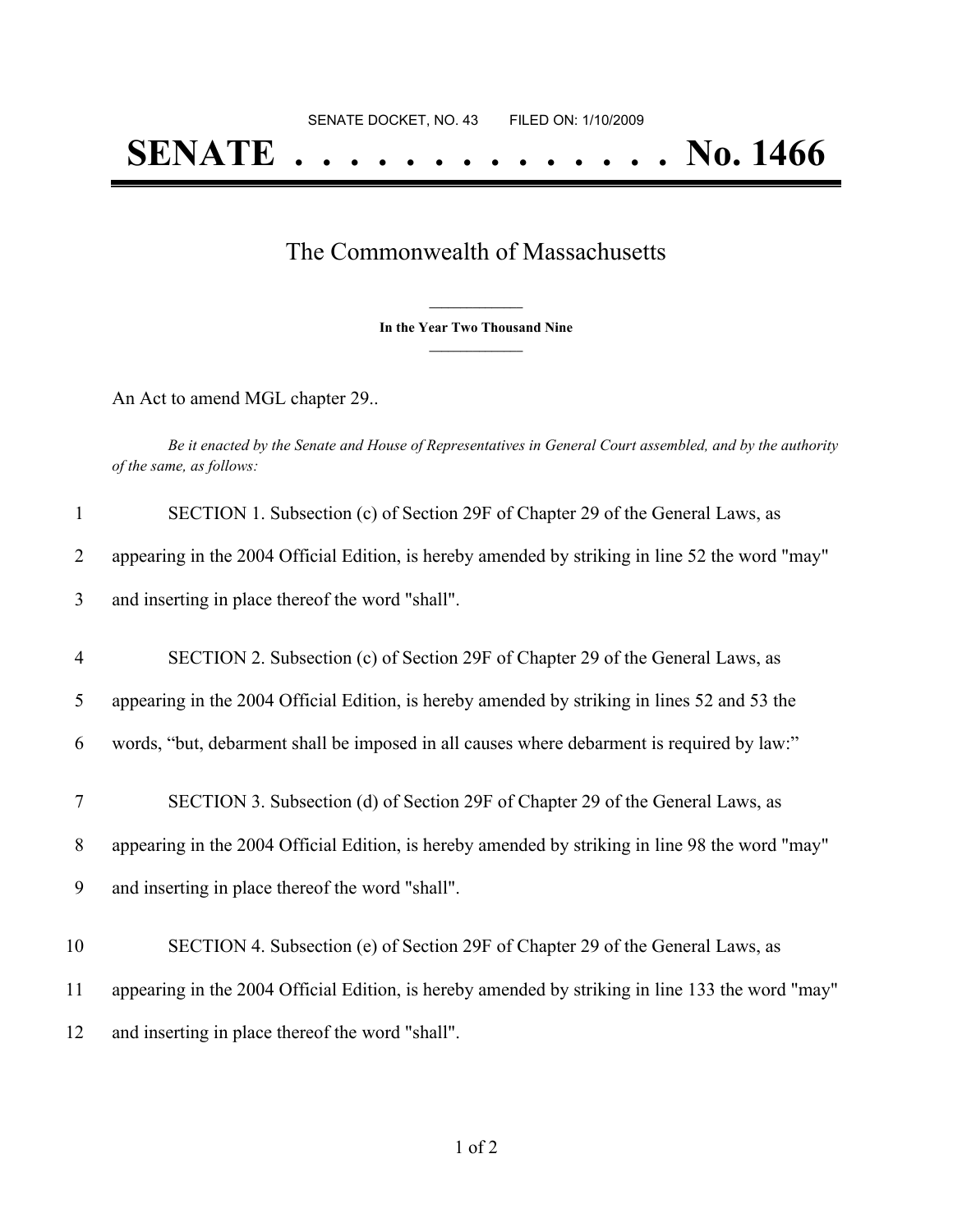SENATE DOCKET, NO. 43        FILED ON: 1/10/2009

# SENATE . . . . . . . . . . . . . . No. 1466

## The Commonwealth of Massachusetts

**In the Year Two Thousand Nine**

An Act to amend MGL chapter 29..

*Be it enacted by the Senate and House of Representatives in General Court assembled, and by the authority of the same, as follows:*

1 SECTION 1. Subsection (c) of Section 29F of Chapter 29 of the General Laws, as
2 appearing in the 2004 Official Edition, is hereby amended by striking in line 52 the word "may"
3 and inserting in place thereof the word "shall".

4 SECTION 2. Subsection (c) of Section 29F of Chapter 29 of the General Laws, as
5 appearing in the 2004 Official Edition, is hereby amended by striking in lines 52 and 53 the
6 words, "but, debarment shall be imposed in all causes where debarment is required by law:"

7 SECTION 3. Subsection (d) of Section 29F of Chapter 29 of the General Laws, as
8 appearing in the 2004 Official Edition, is hereby amended by striking in line 98 the word "may"
9 and inserting in place thereof the word "shall".

10 SECTION 4. Subsection (e) of Section 29F of Chapter 29 of the General Laws, as
11 appearing in the 2004 Official Edition, is hereby amended by striking in line 133 the word "may"
12 and inserting in place thereof the word "shall".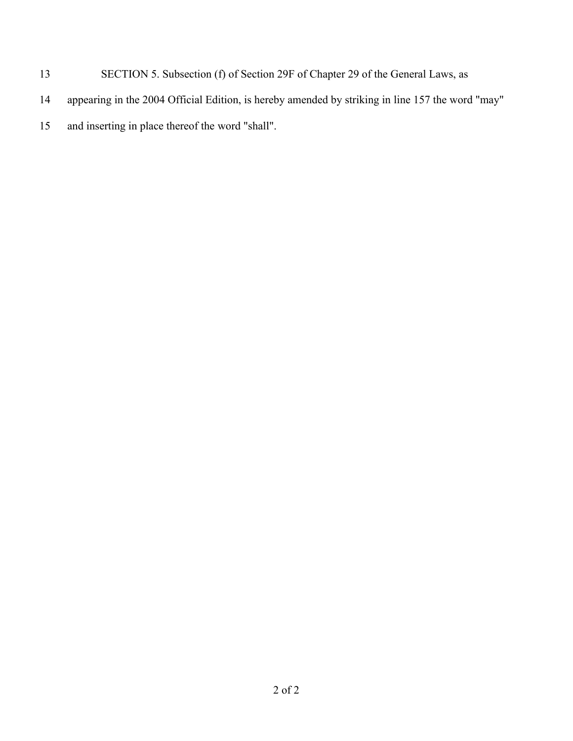SECTION 5. Subsection (f) of Section 29F of Chapter 29 of the General Laws, as appearing in the 2004 Official Edition, is hereby amended by striking in line 157 the word "may" and inserting in place thereof the word "shall".